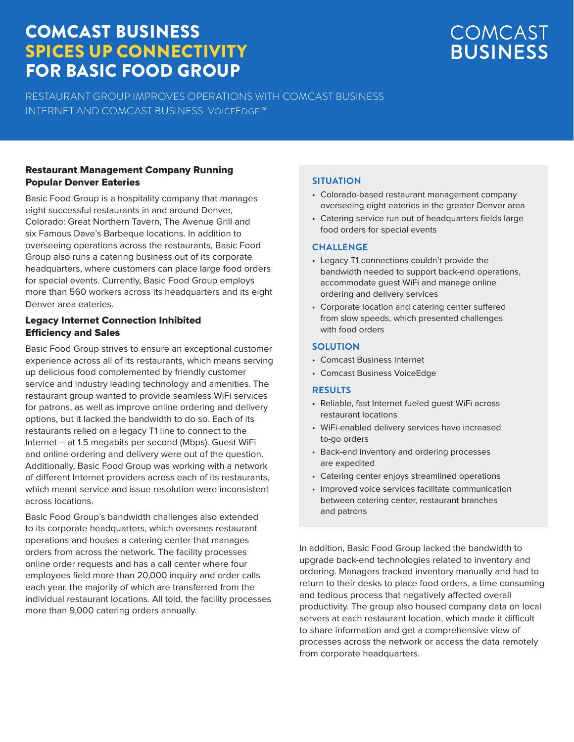# COMCAST BUSINESS SPICES UP CONNECTIVITY FOR BASIC FOOD GROUP

COMCAST BUSINESS

RESTAURANT GROUP IMPROVES OPERATIONS WITH COMCAST BUSINESS INTERNET AND COMCAST BUSINESS VOICEEDGE™

### Restaurant Management Company Running Popular Denver Eateries

Basic Food Group is a hospitality company that manages eight successful restaurants in and around Denver, Colorado: Great Northern Tavern, The Avenue Grill and six Famous Dave's Barbeque locations. In addition to overseeing operations across the restaurants, Basic Food Group also runs a catering business out of its corporate headquarters, where customers can place large food orders for special events. Currently, Basic Food Group employs more than 560 workers across its headquarters and its eight Denver area eateries.

### Legacy Internet Connection Inhibited Efficiency and Sales

Basic Food Group strives to ensure an exceptional customer experience across all of its restaurants, which means serving up delicious food complemented by friendly customer service and industry leading technology and amenities. The restaurant group wanted to provide seamless WiFi services for patrons, as well as improve online ordering and delivery options, but it lacked the bandwidth to do so. Each of its restaurants relied on a legacy T1 line to connect to the Internet – at 1.5 megabits per second (Mbps). Guest WiFi and online ordering and delivery were out of the question. Additionally, Basic Food Group was working with a network of different Internet providers across each of its restaurants, which meant service and issue resolution were inconsistent across locations.

Basic Food Group's bandwidth challenges also extended to its corporate headquarters, which oversees restaurant operations and houses a catering center that manages orders from across the network. The facility processes online order requests and has a call center where four employees field more than 20,000 inquiry and order calls each year, the majority of which are transferred from the individual restaurant locations. All told, the facility processes more than 9,000 catering orders annually.

### SITUATION

- Colorado-based restaurant management company overseeing eight eateries in the greater Denver area
- Catering service run out of headquarters fields large food orders for special events

### CHALLENGE

- Legacy T1 connections couldn't provide the bandwidth needed to support back-end operations, accommodate guest WiFi and manage online ordering and delivery services
- Corporate location and catering center suffered from slow speeds, which presented challenges with food orders

### SOLUTION

- Comcast Business Internet
- Comcast Business VoiceEdge

### RESULTS

- Reliable, fast Internet fueled guest WiFi across restaurant locations
- WiFi-enabled delivery services have increased to-go orders
- Back-end inventory and ordering processes are expedited
- Catering center enjoys streamlined operations
- Improved voice services facilitate communication between catering center, restaurant branches and patrons

In addition, Basic Food Group lacked the bandwidth to upgrade back-end technologies related to inventory and ordering. Managers tracked inventory manually and had to return to their desks to place food orders, a time consuming and tedious process that negatively affected overall productivity. The group also housed company data on local servers at each restaurant location, which made it difficult to share information and get a comprehensive view of processes across the network or access the data remotely from corporate headquarters.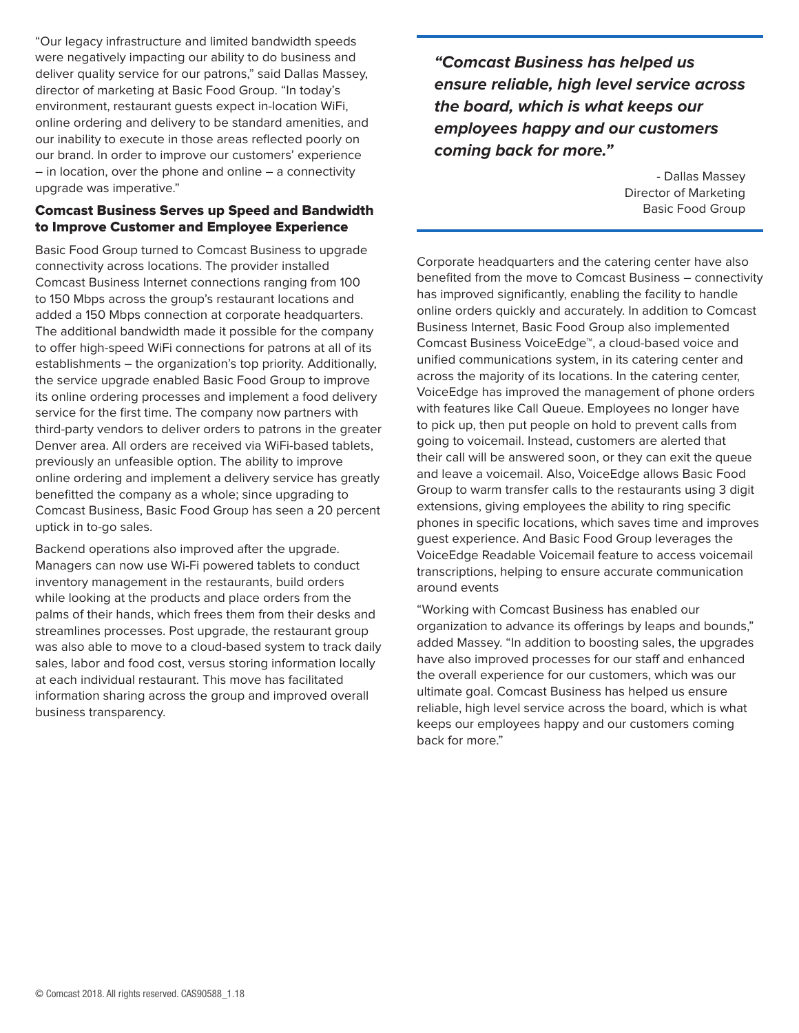"Our legacy infrastructure and limited bandwidth speeds were negatively impacting our ability to do business and deliver quality service for our patrons," said Dallas Massey, director of marketing at Basic Food Group. "In today's environment, restaurant guests expect in-location WiFi, online ordering and delivery to be standard amenities, and our inability to execute in those areas reflected poorly on our brand. In order to improve our customers' experience – in location, over the phone and online – a connectivity upgrade was imperative."

## Comcast Business Serves up Speed and Bandwidth to Improve Customer and Employee Experience

Basic Food Group turned to Comcast Business to upgrade connectivity across locations. The provider installed Comcast Business Internet connections ranging from 100 to 150 Mbps across the group's restaurant locations and added a 150 Mbps connection at corporate headquarters. The additional bandwidth made it possible for the company to offer high-speed WiFi connections for patrons at all of its establishments – the organization's top priority. Additionally, the service upgrade enabled Basic Food Group to improve its online ordering processes and implement a food delivery service for the first time. The company now partners with third-party vendors to deliver orders to patrons in the greater Denver area. All orders are received via WiFi-based tablets, previously an unfeasible option. The ability to improve online ordering and implement a delivery service has greatly benefitted the company as a whole; since upgrading to Comcast Business, Basic Food Group has seen a 20 percent uptick in to-go sales.

Backend operations also improved after the upgrade. Managers can now use Wi-Fi powered tablets to conduct inventory management in the restaurants, build orders while looking at the products and place orders from the palms of their hands, which frees them from their desks and streamlines processes. Post upgrade, the restaurant group was also able to move to a cloud-based system to track daily sales, labor and food cost, versus storing information locally at each individual restaurant. This move has facilitated information sharing across the group and improved overall business transparency.

> ***"Comcast Business has helped us ensure reliable, high level service across the board, which is what keeps our employees happy and our customers coming back for more."***
>
> \- Dallas Massey
> Director of Marketing
> Basic Food Group

Corporate headquarters and the catering center have also benefited from the move to Comcast Business – connectivity has improved significantly, enabling the facility to handle online orders quickly and accurately. In addition to Comcast Business Internet, Basic Food Group also implemented Comcast Business VoiceEdge™, a cloud-based voice and unified communications system, in its catering center and across the majority of its locations. In the catering center, VoiceEdge has improved the management of phone orders with features like Call Queue. Employees no longer have to pick up, then put people on hold to prevent calls from going to voicemail. Instead, customers are alerted that their call will be answered soon, or they can exit the queue and leave a voicemail. Also, VoiceEdge allows Basic Food Group to warm transfer calls to the restaurants using 3 digit extensions, giving employees the ability to ring specific phones in specific locations, which saves time and improves guest experience. And Basic Food Group leverages the VoiceEdge Readable Voicemail feature to access voicemail transcriptions, helping to ensure accurate communication around events

"Working with Comcast Business has enabled our organization to advance its offerings by leaps and bounds," added Massey. "In addition to boosting sales, the upgrades have also improved processes for our staff and enhanced the overall experience for our customers, which was our ultimate goal. Comcast Business has helped us ensure reliable, high level service across the board, which is what keeps our employees happy and our customers coming back for more."

© Comcast 2018. All rights reserved. CAS90588_1.18